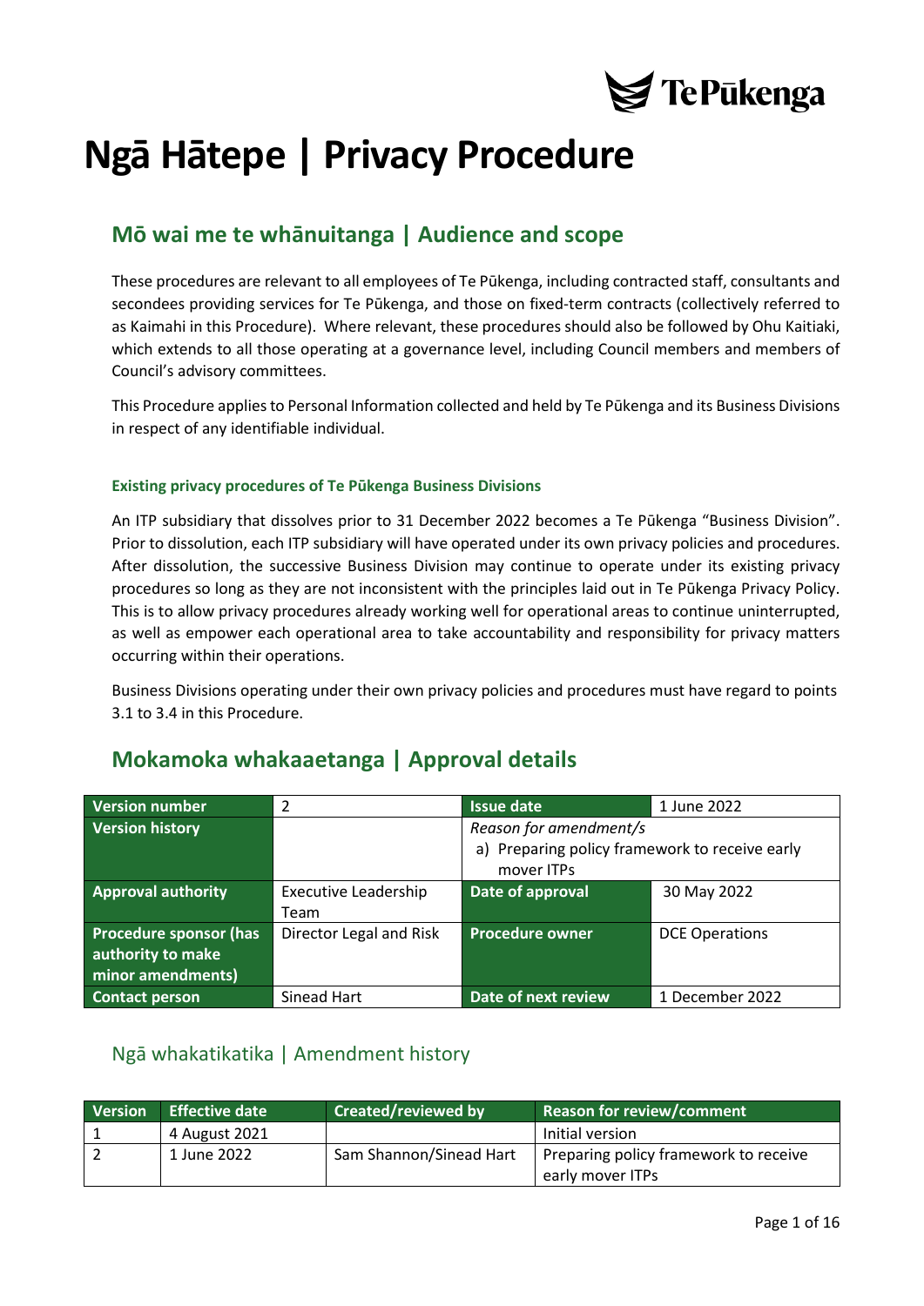# Ngā Hātepe | Privacy Procedure

## Mō wai me te whānuitanga | Audience and scope

These procedures are relevant to all employees of Te Pūkenga, including contracted staff, consultants and secondees providing services for Te Pūkenga, and those on fixed-term contracts (collectively referred to as Kaimahi in this Procedure). Where relevant, these procedures should also be followed by Ohu Kaitiaki, which extends to all those operating at a governance level, including Council members and members of Council's advisory committees.

This Procedure applies to Personal Information collected and held by Te Pūkenga and its Business Divisions in respect of any identifiable individual.

#### Existing privacy procedures of Te Pūkenga Business Divisions

An ITP subsidiary that dissolves prior to 31 December 2022 becomes a Te Pūkenga "Business Division". Prior to dissolution, each ITP subsidiary will have operated under its own privacy policies and procedures. After dissolution, the successive Business Division may continue to operate under its existing privacy procedures so long as they are not inconsistent with the principles laid out in Te Pūkenga Privacy Policy. This is to allow privacy procedures already working well for operational areas to continue uninterrupted, as well as empower each operational area to take accountability and responsibility for privacy matters occurring within their operations.

Business Divisions operating under their own privacy policies and procedures must have regard to points 3.1 to 3.4 in this Procedure.

## Mokamoka whakaaetanga | Approval details

| | | | |
|---|---|---|---|
| **Version number** | 2 | **Issue date** | 1 June 2022 |
| **Version history** | | *Reason for amendment/s*<br>a) Preparing policy framework to receive early mover ITPs | |
| **Approval authority** | Executive Leadership Team | **Date of approval** | 30 May 2022 |
| **Procedure sponsor (has authority to make minor amendments)** | Director Legal and Risk | **Procedure owner** | DCE Operations |
| **Contact person** | Sinead Hart | **Date of next review** | 1 December 2022 |

### Ngā whakatikatika | Amendment history

| Version | Effective date | Created/reviewed by | Reason for review/comment |
|---|---|---|---|
| 1 | 4 August 2021 | | Initial version |
| 2 | 1 June 2022 | Sam Shannon/Sinead Hart | Preparing policy framework to receive early mover ITPs |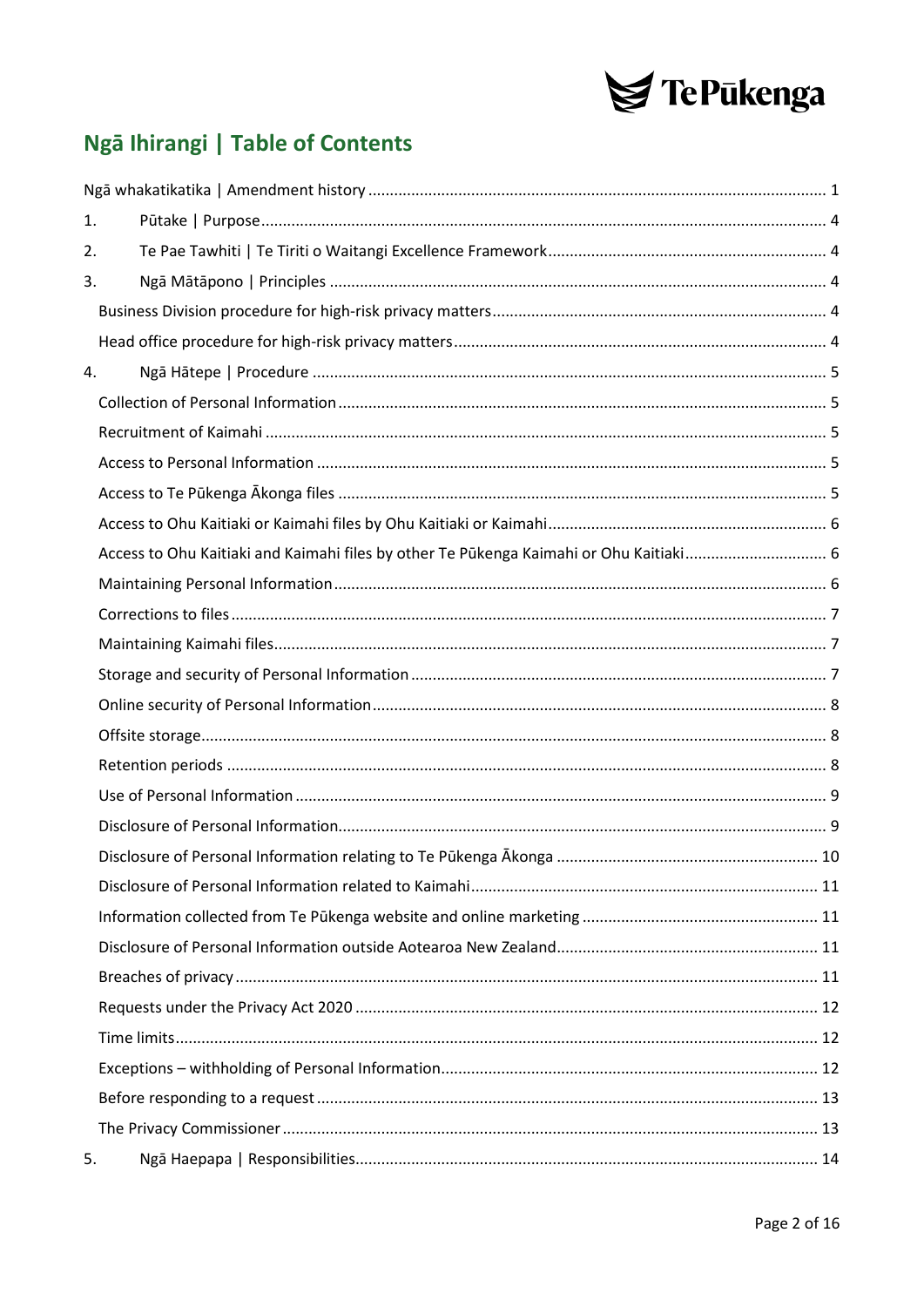## Ngā Ihirangi | Table of Contents

Ngā whakatikatika | Amendment history ........................................................................................................ 1

1. Pūtake | Purpose ........................................................................................................ 4
2. Te Pae Tawhiti | Te Tiriti o Waitangi Excellence Framework ........................................................................................................ 4
3. Ngā Mātāpono | Principles ........................................................................................................ 4
   - Business Division procedure for high-risk privacy matters ........................................................................................................ 4
   - Head office procedure for high-risk privacy matters ........................................................................................................ 4
4. Ngā Hātepe | Procedure ........................................................................................................ 5
   - Collection of Personal Information ........................................................................................................ 5
   - Recruitment of Kaimahi ........................................................................................................ 5
   - Access to Personal Information ........................................................................................................ 5
   - Access to Te Pūkenga Ākonga files ........................................................................................................ 5
   - Access to Ohu Kaitiaki or Kaimahi files by Ohu Kaitiaki or Kaimahi ........................................................................................................ 6
   - Access to Ohu Kaitiaki and Kaimahi files by other Te Pūkenga Kaimahi or Ohu Kaitiaki ........................................................................................................ 6
   - Maintaining Personal Information ........................................................................................................ 6
   - Corrections to files ........................................................................................................ 7
   - Maintaining Kaimahi files ........................................................................................................ 7
   - Storage and security of Personal Information ........................................................................................................ 7
   - Online security of Personal Information ........................................................................................................ 8
   - Offsite storage ........................................................................................................ 8
   - Retention periods ........................................................................................................ 8
   - Use of Personal Information ........................................................................................................ 9
   - Disclosure of Personal Information ........................................................................................................ 9
   - Disclosure of Personal Information relating to Te Pūkenga Ākonga ........................................................................................................ 10
   - Disclosure of Personal Information related to Kaimahi ........................................................................................................ 11
   - Information collected from Te Pūkenga website and online marketing ........................................................................................................ 11
   - Disclosure of Personal Information outside Aotearoa New Zealand ........................................................................................................ 11
   - Breaches of privacy ........................................................................................................ 11
   - Requests under the Privacy Act 2020 ........................................................................................................ 12
   - Time limits ........................................................................................................ 12
   - Exceptions – withholding of Personal Information ........................................................................................................ 12
   - Before responding to a request ........................................................................................................ 13
   - The Privacy Commissioner ........................................................................................................ 13
5. Ngā Haepapa | Responsibilities ........................................................................................................ 14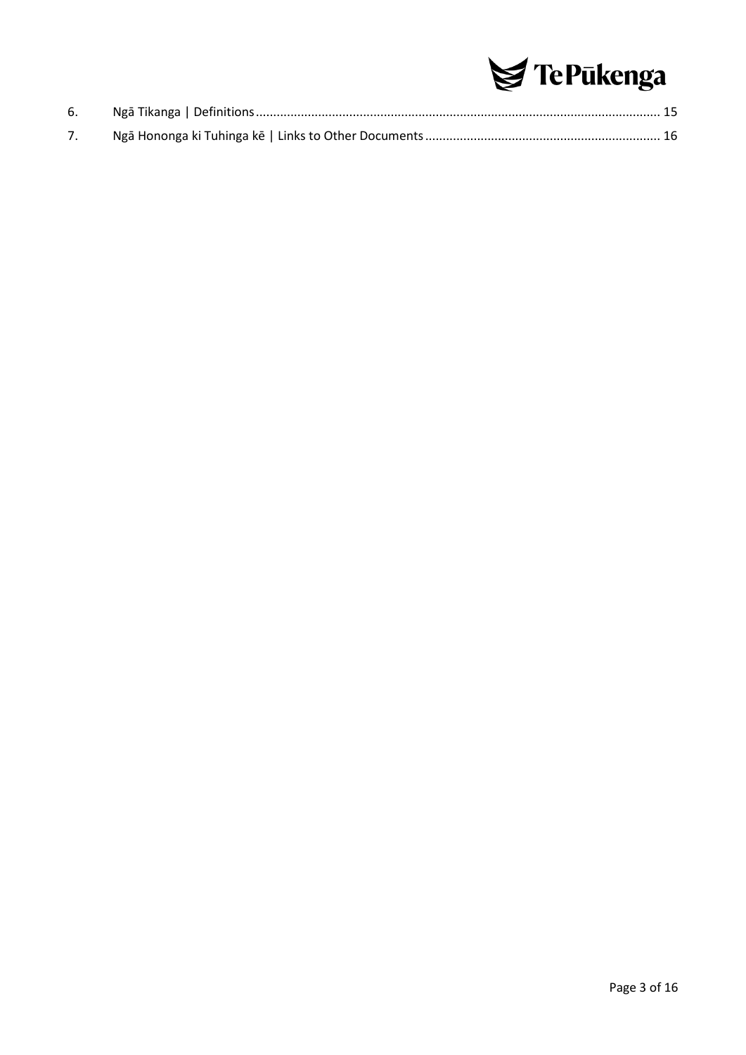6. Ngā Tikanga | Definitions ........................................................................................................................ 15
7. Ngā Hononga ki Tuhinga kē | Links to Other Documents ........................................................................ 16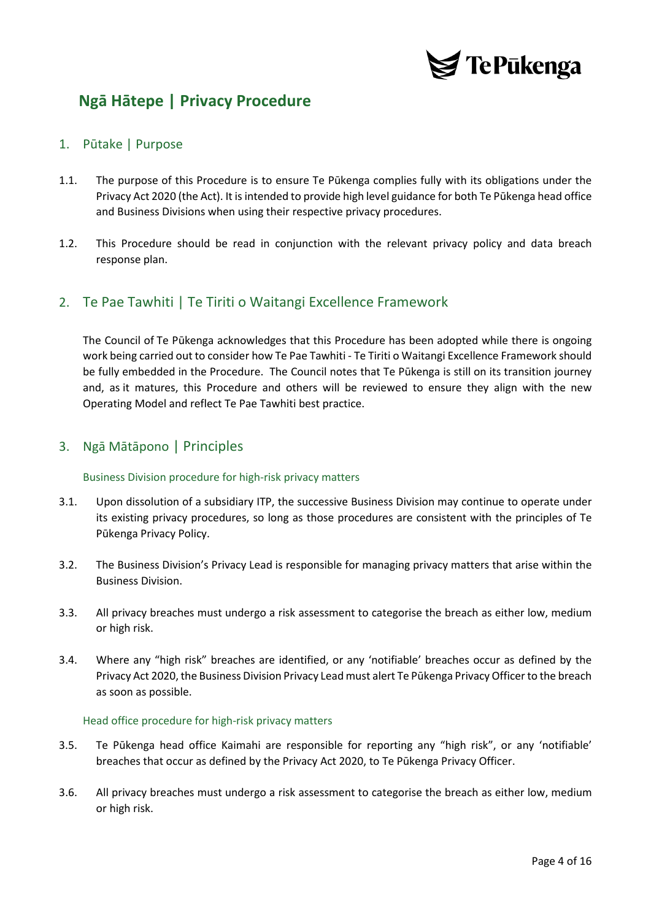# Ngā Hātepe | Privacy Procedure

## 1. Pūtake | Purpose

1.1. The purpose of this Procedure is to ensure Te Pūkenga complies fully with its obligations under the Privacy Act 2020 (the Act). It is intended to provide high level guidance for both Te Pūkenga head office and Business Divisions when using their respective privacy procedures.

1.2. This Procedure should be read in conjunction with the relevant privacy policy and data breach response plan.

## 2. Te Pae Tawhiti | Te Tiriti o Waitangi Excellence Framework

The Council of Te Pūkenga acknowledges that this Procedure has been adopted while there is ongoing work being carried out to consider how Te Pae Tawhiti - Te Tiriti o Waitangi Excellence Framework should be fully embedded in the Procedure. The Council notes that Te Pūkenga is still on its transition journey and, as it matures, this Procedure and others will be reviewed to ensure they align with the new Operating Model and reflect Te Pae Tawhiti best practice.

## 3. Ngā Mātāpono | Principles

### Business Division procedure for high-risk privacy matters

3.1. Upon dissolution of a subsidiary ITP, the successive Business Division may continue to operate under its existing privacy procedures, so long as those procedures are consistent with the principles of Te Pūkenga Privacy Policy.

3.2. The Business Division's Privacy Lead is responsible for managing privacy matters that arise within the Business Division.

3.3. All privacy breaches must undergo a risk assessment to categorise the breach as either low, medium or high risk.

3.4. Where any "high risk" breaches are identified, or any 'notifiable' breaches occur as defined by the Privacy Act 2020, the Business Division Privacy Lead must alert Te Pūkenga Privacy Officer to the breach as soon as possible.

### Head office procedure for high-risk privacy matters

3.5. Te Pūkenga head office Kaimahi are responsible for reporting any "high risk", or any 'notifiable' breaches that occur as defined by the Privacy Act 2020, to Te Pūkenga Privacy Officer.

3.6. All privacy breaches must undergo a risk assessment to categorise the breach as either low, medium or high risk.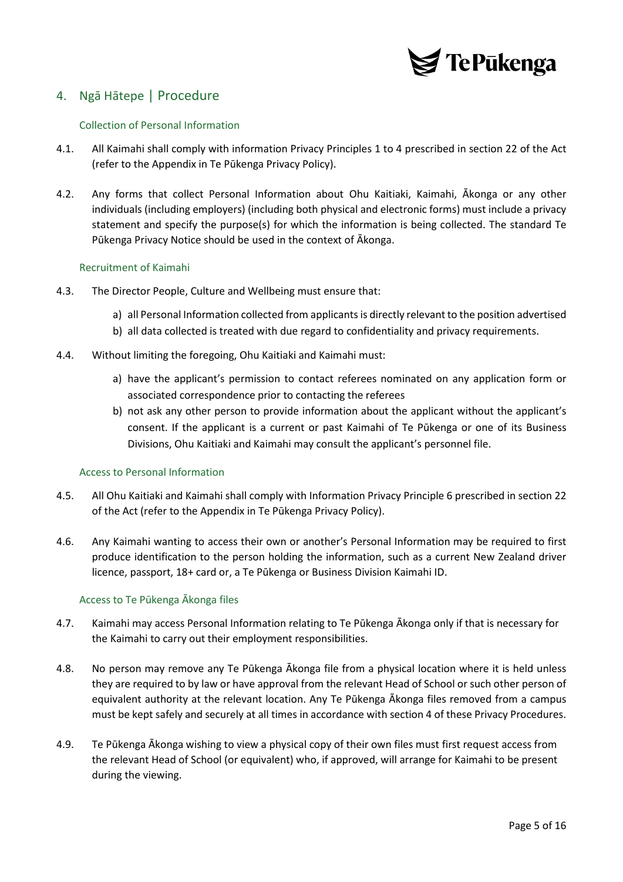## 4. Ngā Hātepe | Procedure

### Collection of Personal Information

4.1. All Kaimahi shall comply with information Privacy Principles 1 to 4 prescribed in section 22 of the Act (refer to the Appendix in Te Pūkenga Privacy Policy).

4.2. Any forms that collect Personal Information about Ohu Kaitiaki, Kaimahi, Ākonga or any other individuals (including employers) (including both physical and electronic forms) must include a privacy statement and specify the purpose(s) for which the information is being collected. The standard Te Pūkenga Privacy Notice should be used in the context of Ākonga.

### Recruitment of Kaimahi

4.3. The Director People, Culture and Wellbeing must ensure that:

a) all Personal Information collected from applicants is directly relevant to the position advertised
b) all data collected is treated with due regard to confidentiality and privacy requirements.

4.4. Without limiting the foregoing, Ohu Kaitiaki and Kaimahi must:

a) have the applicant's permission to contact referees nominated on any application form or associated correspondence prior to contacting the referees
b) not ask any other person to provide information about the applicant without the applicant's consent. If the applicant is a current or past Kaimahi of Te Pūkenga or one of its Business Divisions, Ohu Kaitiaki and Kaimahi may consult the applicant's personnel file.

### Access to Personal Information

4.5. All Ohu Kaitiaki and Kaimahi shall comply with Information Privacy Principle 6 prescribed in section 22 of the Act (refer to the Appendix in Te Pūkenga Privacy Policy).

4.6. Any Kaimahi wanting to access their own or another's Personal Information may be required to first produce identification to the person holding the information, such as a current New Zealand driver licence, passport, 18+ card or, a Te Pūkenga or Business Division Kaimahi ID.

### Access to Te Pūkenga Ākonga files

4.7. Kaimahi may access Personal Information relating to Te Pūkenga Ākonga only if that is necessary for the Kaimahi to carry out their employment responsibilities.

4.8. No person may remove any Te Pūkenga Ākonga file from a physical location where it is held unless they are required to by law or have approval from the relevant Head of School or such other person of equivalent authority at the relevant location. Any Te Pūkenga Ākonga files removed from a campus must be kept safely and securely at all times in accordance with section 4 of these Privacy Procedures.

4.9. Te Pūkenga Ākonga wishing to view a physical copy of their own files must first request access from the relevant Head of School (or equivalent) who, if approved, will arrange for Kaimahi to be present during the viewing.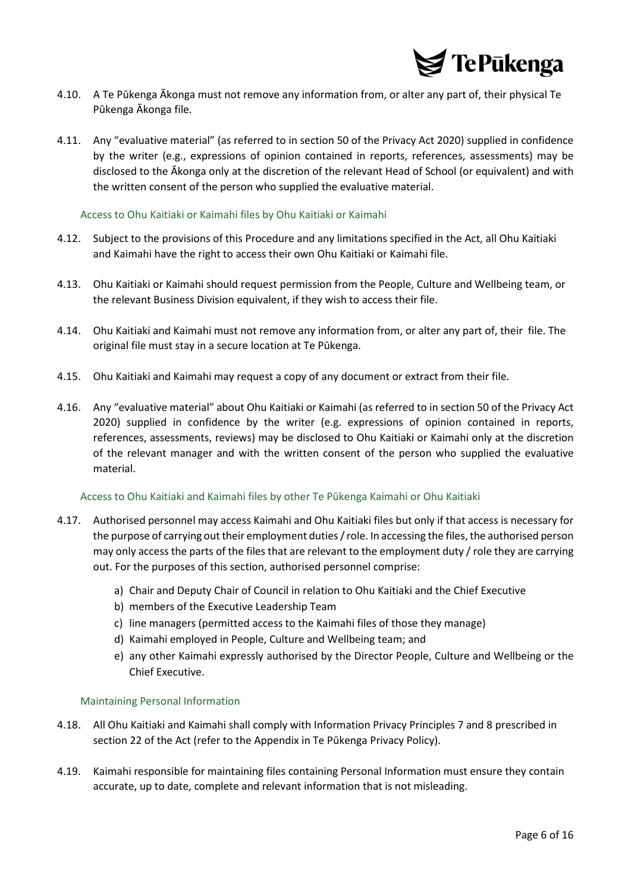4.10. A Te Pūkenga Ākonga must not remove any information from, or alter any part of, their physical Te Pūkenga Ākonga file.

4.11. Any "evaluative material" (as referred to in section 50 of the Privacy Act 2020) supplied in confidence by the writer (e.g., expressions of opinion contained in reports, references, assessments) may be disclosed to the Ākonga only at the discretion of the relevant Head of School (or equivalent) and with the written consent of the person who supplied the evaluative material.

### Access to Ohu Kaitiaki or Kaimahi files by Ohu Kaitiaki or Kaimahi

4.12. Subject to the provisions of this Procedure and any limitations specified in the Act, all Ohu Kaitiaki and Kaimahi have the right to access their own Ohu Kaitiaki or Kaimahi file.

4.13. Ohu Kaitiaki or Kaimahi should request permission from the People, Culture and Wellbeing team, or the relevant Business Division equivalent, if they wish to access their file.

4.14. Ohu Kaitiaki and Kaimahi must not remove any information from, or alter any part of, their file. The original file must stay in a secure location at Te Pūkenga.

4.15. Ohu Kaitiaki and Kaimahi may request a copy of any document or extract from their file.

4.16. Any "evaluative material" about Ohu Kaitiaki or Kaimahi (as referred to in section 50 of the Privacy Act 2020) supplied in confidence by the writer (e.g. expressions of opinion contained in reports, references, assessments, reviews) may be disclosed to Ohu Kaitiaki or Kaimahi only at the discretion of the relevant manager and with the written consent of the person who supplied the evaluative material.

### Access to Ohu Kaitiaki and Kaimahi files by other Te Pūkenga Kaimahi or Ohu Kaitiaki

4.17. Authorised personnel may access Kaimahi and Ohu Kaitiaki files but only if that access is necessary for the purpose of carrying out their employment duties / role. In accessing the files, the authorised person may only access the parts of the files that are relevant to the employment duty / role they are carrying out. For the purposes of this section, authorised personnel comprise:

a) Chair and Deputy Chair of Council in relation to Ohu Kaitiaki and the Chief Executive
b) members of the Executive Leadership Team
c) line managers (permitted access to the Kaimahi files of those they manage)
d) Kaimahi employed in People, Culture and Wellbeing team; and
e) any other Kaimahi expressly authorised by the Director People, Culture and Wellbeing or the Chief Executive.

### Maintaining Personal Information

4.18. All Ohu Kaitiaki and Kaimahi shall comply with Information Privacy Principles 7 and 8 prescribed in section 22 of the Act (refer to the Appendix in Te Pūkenga Privacy Policy).

4.19. Kaimahi responsible for maintaining files containing Personal Information must ensure they contain accurate, up to date, complete and relevant information that is not misleading.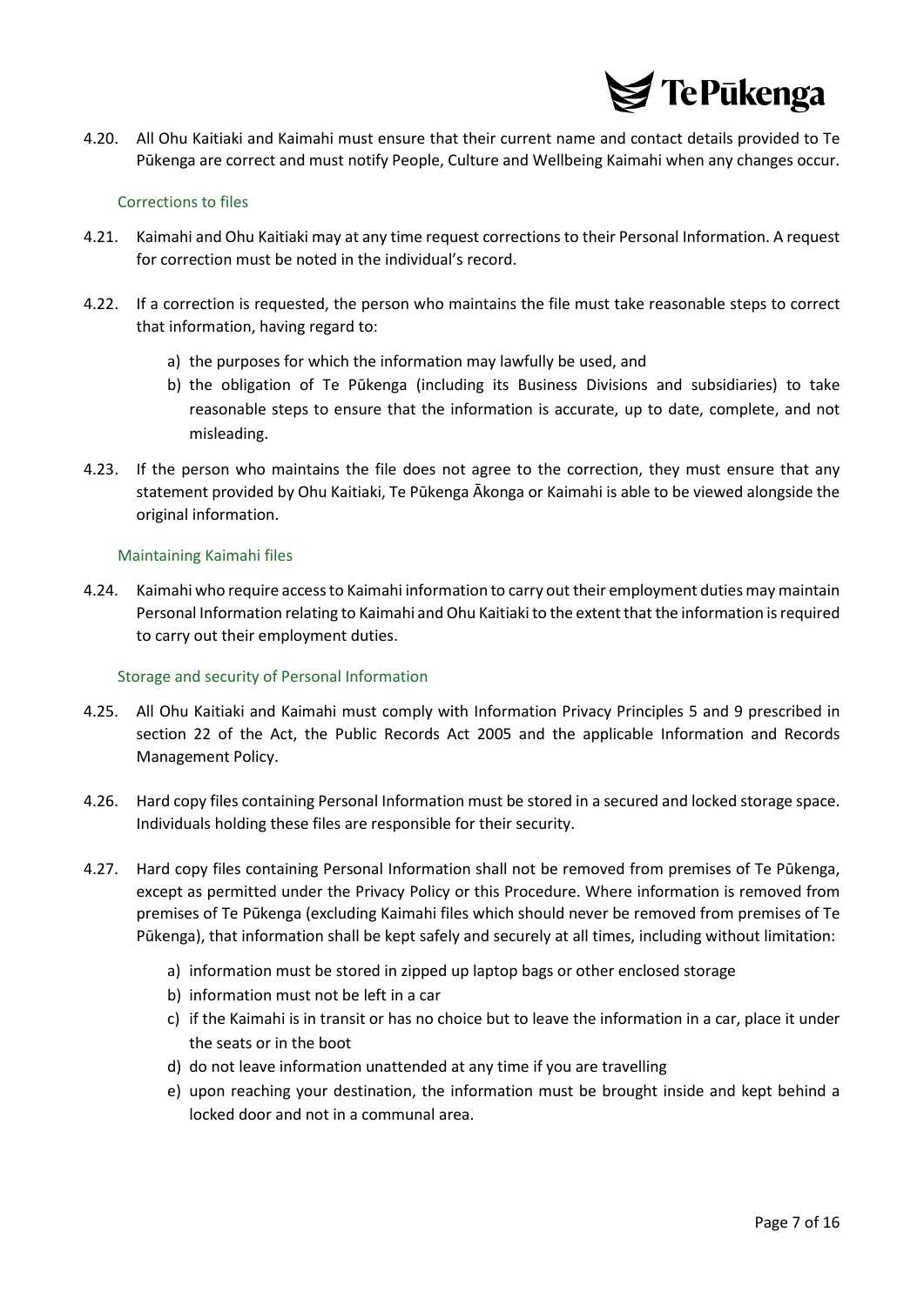4.20. All Ohu Kaitiaki and Kaimahi must ensure that their current name and contact details provided to Te Pūkenga are correct and must notify People, Culture and Wellbeing Kaimahi when any changes occur.

### Corrections to files

4.21. Kaimahi and Ohu Kaitiaki may at any time request corrections to their Personal Information. A request for correction must be noted in the individual's record.

4.22. If a correction is requested, the person who maintains the file must take reasonable steps to correct that information, having regard to:

a) the purposes for which the information may lawfully be used, and
b) the obligation of Te Pūkenga (including its Business Divisions and subsidiaries) to take reasonable steps to ensure that the information is accurate, up to date, complete, and not misleading.

4.23. If the person who maintains the file does not agree to the correction, they must ensure that any statement provided by Ohu Kaitiaki, Te Pūkenga Ākonga or Kaimahi is able to be viewed alongside the original information.

### Maintaining Kaimahi files

4.24. Kaimahi who require access to Kaimahi information to carry out their employment duties may maintain Personal Information relating to Kaimahi and Ohu Kaitiaki to the extent that the information is required to carry out their employment duties.

### Storage and security of Personal Information

4.25. All Ohu Kaitiaki and Kaimahi must comply with Information Privacy Principles 5 and 9 prescribed in section 22 of the Act, the Public Records Act 2005 and the applicable Information and Records Management Policy.

4.26. Hard copy files containing Personal Information must be stored in a secured and locked storage space. Individuals holding these files are responsible for their security.

4.27. Hard copy files containing Personal Information shall not be removed from premises of Te Pūkenga, except as permitted under the Privacy Policy or this Procedure. Where information is removed from premises of Te Pūkenga (excluding Kaimahi files which should never be removed from premises of Te Pūkenga), that information shall be kept safely and securely at all times, including without limitation:

a) information must be stored in zipped up laptop bags or other enclosed storage
b) information must not be left in a car
c) if the Kaimahi is in transit or has no choice but to leave the information in a car, place it under the seats or in the boot
d) do not leave information unattended at any time if you are travelling
e) upon reaching your destination, the information must be brought inside and kept behind a locked door and not in a communal area.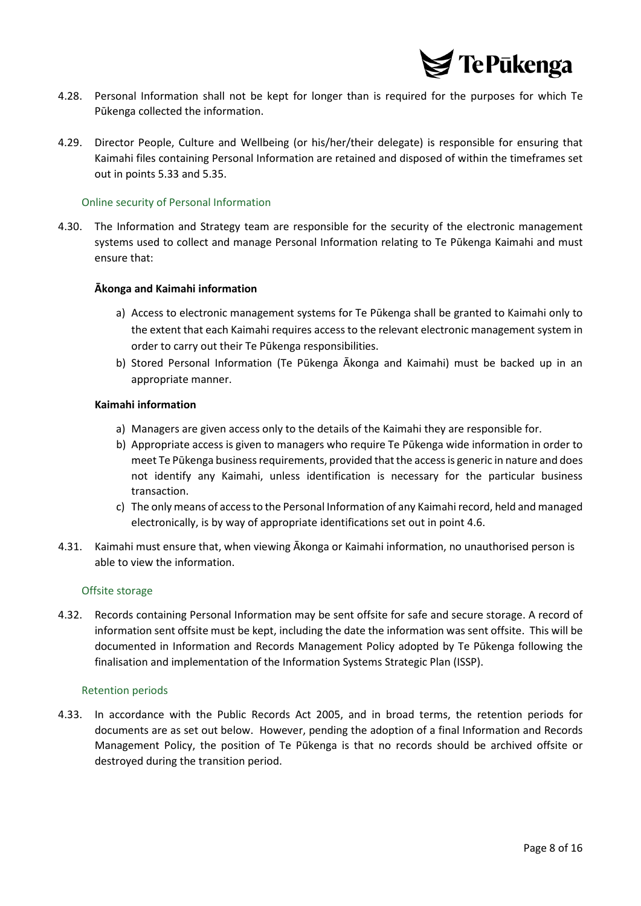4.28. Personal Information shall not be kept for longer than is required for the purposes for which Te Pūkenga collected the information.

4.29. Director People, Culture and Wellbeing (or his/her/their delegate) is responsible for ensuring that Kaimahi files containing Personal Information are retained and disposed of within the timeframes set out in points 5.33 and 5.35.

### Online security of Personal Information

4.30. The Information and Strategy team are responsible for the security of the electronic management systems used to collect and manage Personal Information relating to Te Pūkenga Kaimahi and must ensure that:

**Ākonga and Kaimahi information**

a) Access to electronic management systems for Te Pūkenga shall be granted to Kaimahi only to the extent that each Kaimahi requires access to the relevant electronic management system in order to carry out their Te Pūkenga responsibilities.
b) Stored Personal Information (Te Pūkenga Ākonga and Kaimahi) must be backed up in an appropriate manner.

**Kaimahi information**

a) Managers are given access only to the details of the Kaimahi they are responsible for.
b) Appropriate access is given to managers who require Te Pūkenga wide information in order to meet Te Pūkenga business requirements, provided that the access is generic in nature and does not identify any Kaimahi, unless identification is necessary for the particular business transaction.
c) The only means of access to the Personal Information of any Kaimahi record, held and managed electronically, is by way of appropriate identifications set out in point 4.6.

4.31. Kaimahi must ensure that, when viewing Ākonga or Kaimahi information, no unauthorised person is able to view the information.

### Offsite storage

4.32. Records containing Personal Information may be sent offsite for safe and secure storage. A record of information sent offsite must be kept, including the date the information was sent offsite. This will be documented in Information and Records Management Policy adopted by Te Pūkenga following the finalisation and implementation of the Information Systems Strategic Plan (ISSP).

### Retention periods

4.33. In accordance with the Public Records Act 2005, and in broad terms, the retention periods for documents are as set out below. However, pending the adoption of a final Information and Records Management Policy, the position of Te Pūkenga is that no records should be archived offsite or destroyed during the transition period.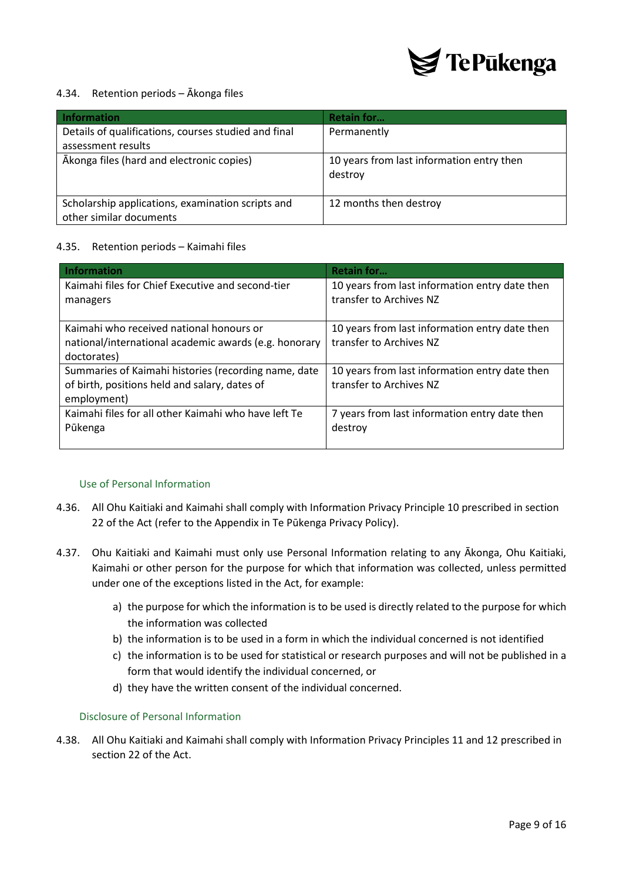4.34. Retention periods – Ākonga files

| Information | Retain for… |
|---|---|
| Details of qualifications, courses studied and final assessment results | Permanently |
| Ākonga files (hard and electronic copies) | 10 years from last information entry then destroy |
| Scholarship applications, examination scripts and other similar documents | 12 months then destroy |

4.35. Retention periods – Kaimahi files

| Information | Retain for… |
|---|---|
| Kaimahi files for Chief Executive and second-tier managers | 10 years from last information entry date then transfer to Archives NZ |
| Kaimahi who received national honours or national/international academic awards (e.g. honorary doctorates) | 10 years from last information entry date then transfer to Archives NZ |
| Summaries of Kaimahi histories (recording name, date of birth, positions held and salary, dates of employment) | 10 years from last information entry date then transfer to Archives NZ |
| Kaimahi files for all other Kaimahi who have left Te Pūkenga | 7 years from last information entry date then destroy |

### Use of Personal Information

4.36. All Ohu Kaitiaki and Kaimahi shall comply with Information Privacy Principle 10 prescribed in section 22 of the Act (refer to the Appendix in Te Pūkenga Privacy Policy).

4.37. Ohu Kaitiaki and Kaimahi must only use Personal Information relating to any Ākonga, Ohu Kaitiaki, Kaimahi or other person for the purpose for which that information was collected, unless permitted under one of the exceptions listed in the Act, for example:

a) the purpose for which the information is to be used is directly related to the purpose for which the information was collected
b) the information is to be used in a form in which the individual concerned is not identified
c) the information is to be used for statistical or research purposes and will not be published in a form that would identify the individual concerned, or
d) they have the written consent of the individual concerned.

### Disclosure of Personal Information

4.38. All Ohu Kaitiaki and Kaimahi shall comply with Information Privacy Principles 11 and 12 prescribed in section 22 of the Act.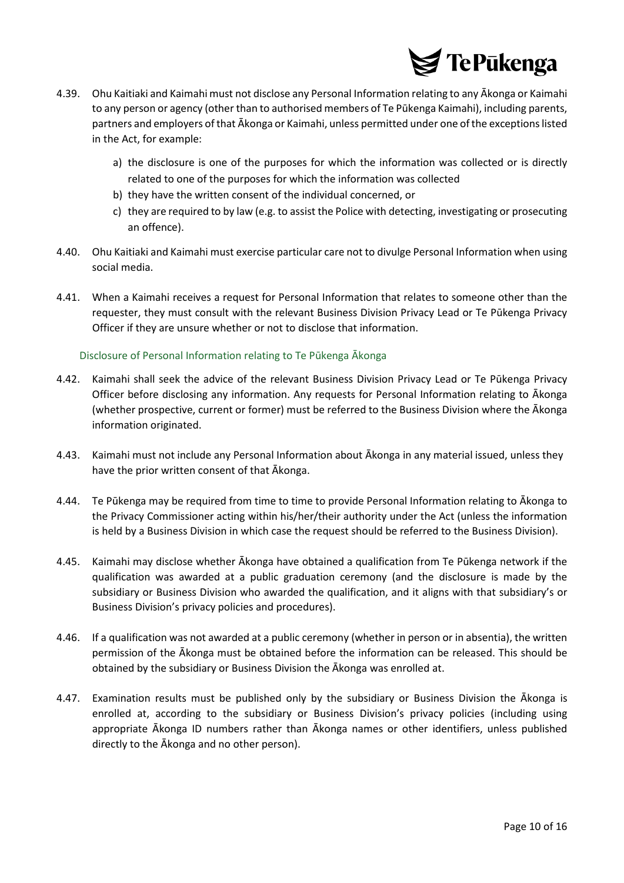4.39. Ohu Kaitiaki and Kaimahi must not disclose any Personal Information relating to any Ākonga or Kaimahi to any person or agency (other than to authorised members of Te Pūkenga Kaimahi), including parents, partners and employers of that Ākonga or Kaimahi, unless permitted under one of the exceptions listed in the Act, for example:

   a) the disclosure is one of the purposes for which the information was collected or is directly related to one of the purposes for which the information was collected
   b) they have the written consent of the individual concerned, or
   c) they are required to by law (e.g. to assist the Police with detecting, investigating or prosecuting an offence).

4.40. Ohu Kaitiaki and Kaimahi must exercise particular care not to divulge Personal Information when using social media.

4.41. When a Kaimahi receives a request for Personal Information that relates to someone other than the requester, they must consult with the relevant Business Division Privacy Lead or Te Pūkenga Privacy Officer if they are unsure whether or not to disclose that information.

### Disclosure of Personal Information relating to Te Pūkenga Ākonga

4.42. Kaimahi shall seek the advice of the relevant Business Division Privacy Lead or Te Pūkenga Privacy Officer before disclosing any information. Any requests for Personal Information relating to Ākonga (whether prospective, current or former) must be referred to the Business Division where the Ākonga information originated.

4.43. Kaimahi must not include any Personal Information about Ākonga in any material issued, unless they have the prior written consent of that Ākonga.

4.44. Te Pūkenga may be required from time to time to provide Personal Information relating to Ākonga to the Privacy Commissioner acting within his/her/their authority under the Act (unless the information is held by a Business Division in which case the request should be referred to the Business Division).

4.45. Kaimahi may disclose whether Ākonga have obtained a qualification from Te Pūkenga network if the qualification was awarded at a public graduation ceremony (and the disclosure is made by the subsidiary or Business Division who awarded the qualification, and it aligns with that subsidiary's or Business Division's privacy policies and procedures).

4.46. If a qualification was not awarded at a public ceremony (whether in person or in absentia), the written permission of the Ākonga must be obtained before the information can be released. This should be obtained by the subsidiary or Business Division the Ākonga was enrolled at.

4.47. Examination results must be published only by the subsidiary or Business Division the Ākonga is enrolled at, according to the subsidiary or Business Division's privacy policies (including using appropriate Ākonga ID numbers rather than Ākonga names or other identifiers, unless published directly to the Ākonga and no other person).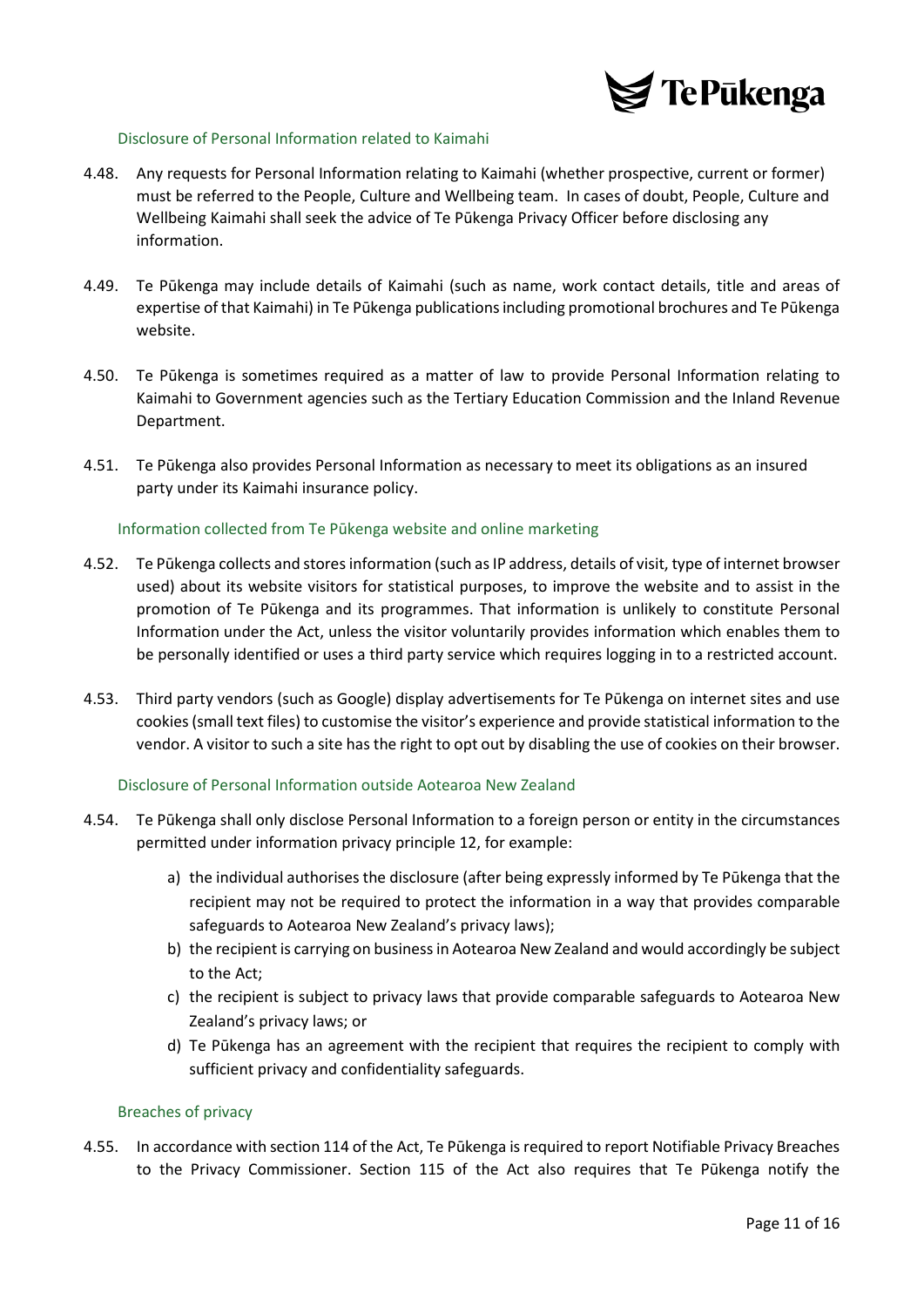### Disclosure of Personal Information related to Kaimahi

4.48. Any requests for Personal Information relating to Kaimahi (whether prospective, current or former) must be referred to the People, Culture and Wellbeing team. In cases of doubt, People, Culture and Wellbeing Kaimahi shall seek the advice of Te Pūkenga Privacy Officer before disclosing any information.

4.49. Te Pūkenga may include details of Kaimahi (such as name, work contact details, title and areas of expertise of that Kaimahi) in Te Pūkenga publications including promotional brochures and Te Pūkenga website.

4.50. Te Pūkenga is sometimes required as a matter of law to provide Personal Information relating to Kaimahi to Government agencies such as the Tertiary Education Commission and the Inland Revenue Department.

4.51. Te Pūkenga also provides Personal Information as necessary to meet its obligations as an insured party under its Kaimahi insurance policy.

### Information collected from Te Pūkenga website and online marketing

4.52. Te Pūkenga collects and stores information (such as IP address, details of visit, type of internet browser used) about its website visitors for statistical purposes, to improve the website and to assist in the promotion of Te Pūkenga and its programmes. That information is unlikely to constitute Personal Information under the Act, unless the visitor voluntarily provides information which enables them to be personally identified or uses a third party service which requires logging in to a restricted account.

4.53. Third party vendors (such as Google) display advertisements for Te Pūkenga on internet sites and use cookies (small text files) to customise the visitor's experience and provide statistical information to the vendor. A visitor to such a site has the right to opt out by disabling the use of cookies on their browser.

### Disclosure of Personal Information outside Aotearoa New Zealand

4.54. Te Pūkenga shall only disclose Personal Information to a foreign person or entity in the circumstances permitted under information privacy principle 12, for example:

a) the individual authorises the disclosure (after being expressly informed by Te Pūkenga that the recipient may not be required to protect the information in a way that provides comparable safeguards to Aotearoa New Zealand's privacy laws);

b) the recipient is carrying on business in Aotearoa New Zealand and would accordingly be subject to the Act;

c) the recipient is subject to privacy laws that provide comparable safeguards to Aotearoa New Zealand's privacy laws; or

d) Te Pūkenga has an agreement with the recipient that requires the recipient to comply with sufficient privacy and confidentiality safeguards.

### Breaches of privacy

4.55. In accordance with section 114 of the Act, Te Pūkenga is required to report Notifiable Privacy Breaches to the Privacy Commissioner. Section 115 of the Act also requires that Te Pūkenga notify the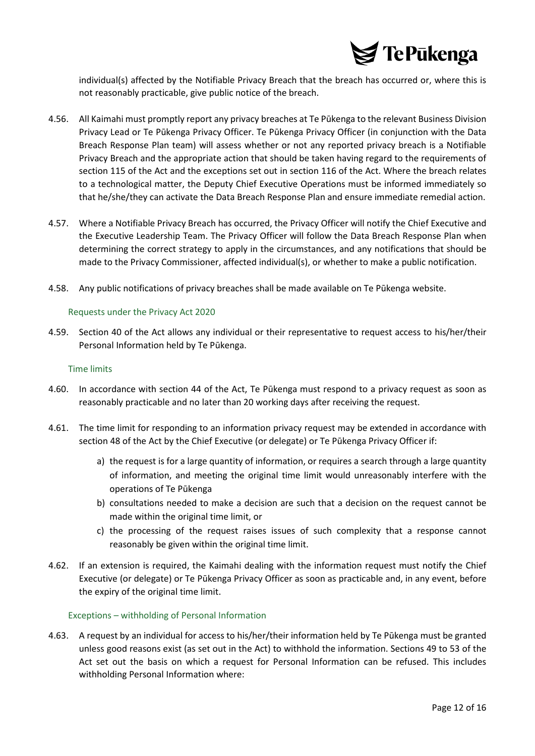individual(s) affected by the Notifiable Privacy Breach that the breach has occurred or, where this is not reasonably practicable, give public notice of the breach.

4.56. All Kaimahi must promptly report any privacy breaches at Te Pūkenga to the relevant Business Division Privacy Lead or Te Pūkenga Privacy Officer. Te Pūkenga Privacy Officer (in conjunction with the Data Breach Response Plan team) will assess whether or not any reported privacy breach is a Notifiable Privacy Breach and the appropriate action that should be taken having regard to the requirements of section 115 of the Act and the exceptions set out in section 116 of the Act. Where the breach relates to a technological matter, the Deputy Chief Executive Operations must be informed immediately so that he/she/they can activate the Data Breach Response Plan and ensure immediate remedial action.

4.57. Where a Notifiable Privacy Breach has occurred, the Privacy Officer will notify the Chief Executive and the Executive Leadership Team. The Privacy Officer will follow the Data Breach Response Plan when determining the correct strategy to apply in the circumstances, and any notifications that should be made to the Privacy Commissioner, affected individual(s), or whether to make a public notification.

4.58. Any public notifications of privacy breaches shall be made available on Te Pūkenga website.

### Requests under the Privacy Act 2020

4.59. Section 40 of the Act allows any individual or their representative to request access to his/her/their Personal Information held by Te Pūkenga.

### Time limits

4.60. In accordance with section 44 of the Act, Te Pūkenga must respond to a privacy request as soon as reasonably practicable and no later than 20 working days after receiving the request.

4.61. The time limit for responding to an information privacy request may be extended in accordance with section 48 of the Act by the Chief Executive (or delegate) or Te Pūkenga Privacy Officer if:

a) the request is for a large quantity of information, or requires a search through a large quantity of information, and meeting the original time limit would unreasonably interfere with the operations of Te Pūkenga
b) consultations needed to make a decision are such that a decision on the request cannot be made within the original time limit, or
c) the processing of the request raises issues of such complexity that a response cannot reasonably be given within the original time limit.

4.62. If an extension is required, the Kaimahi dealing with the information request must notify the Chief Executive (or delegate) or Te Pūkenga Privacy Officer as soon as practicable and, in any event, before the expiry of the original time limit.

### Exceptions – withholding of Personal Information

4.63. A request by an individual for access to his/her/their information held by Te Pūkenga must be granted unless good reasons exist (as set out in the Act) to withhold the information. Sections 49 to 53 of the Act set out the basis on which a request for Personal Information can be refused. This includes withholding Personal Information where: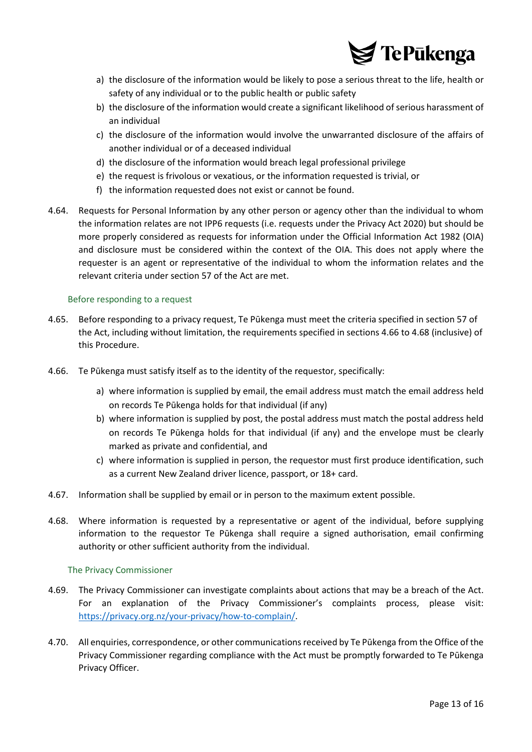a) the disclosure of the information would be likely to pose a serious threat to the life, health or safety of any individual or to the public health or public safety
b) the disclosure of the information would create a significant likelihood of serious harassment of an individual
c) the disclosure of the information would involve the unwarranted disclosure of the affairs of another individual or of a deceased individual
d) the disclosure of the information would breach legal professional privilege
e) the request is frivolous or vexatious, or the information requested is trivial, or
f) the information requested does not exist or cannot be found.

4.64. Requests for Personal Information by any other person or agency other than the individual to whom the information relates are not IPP6 requests (i.e. requests under the Privacy Act 2020) but should be more properly considered as requests for information under the Official Information Act 1982 (OIA) and disclosure must be considered within the context of the OIA. This does not apply where the requester is an agent or representative of the individual to whom the information relates and the relevant criteria under section 57 of the Act are met.

### Before responding to a request

4.65. Before responding to a privacy request, Te Pūkenga must meet the criteria specified in section 57 of the Act, including without limitation, the requirements specified in sections 4.66 to 4.68 (inclusive) of this Procedure.

4.66. Te Pūkenga must satisfy itself as to the identity of the requestor, specifically:

a) where information is supplied by email, the email address must match the email address held on records Te Pūkenga holds for that individual (if any)
b) where information is supplied by post, the postal address must match the postal address held on records Te Pūkenga holds for that individual (if any) and the envelope must be clearly marked as private and confidential, and
c) where information is supplied in person, the requestor must first produce identification, such as a current New Zealand driver licence, passport, or 18+ card.

4.67. Information shall be supplied by email or in person to the maximum extent possible.

4.68. Where information is requested by a representative or agent of the individual, before supplying information to the requestor Te Pūkenga shall require a signed authorisation, email confirming authority or other sufficient authority from the individual.

### The Privacy Commissioner

4.69. The Privacy Commissioner can investigate complaints about actions that may be a breach of the Act. For an explanation of the Privacy Commissioner's complaints process, please visit: [https://privacy.org.nz/your-privacy/how-to-complain/](https://privacy.org.nz/your-privacy/how-to-complain/).

4.70. All enquiries, correspondence, or other communications received by Te Pūkenga from the Office of the Privacy Commissioner regarding compliance with the Act must be promptly forwarded to Te Pūkenga Privacy Officer.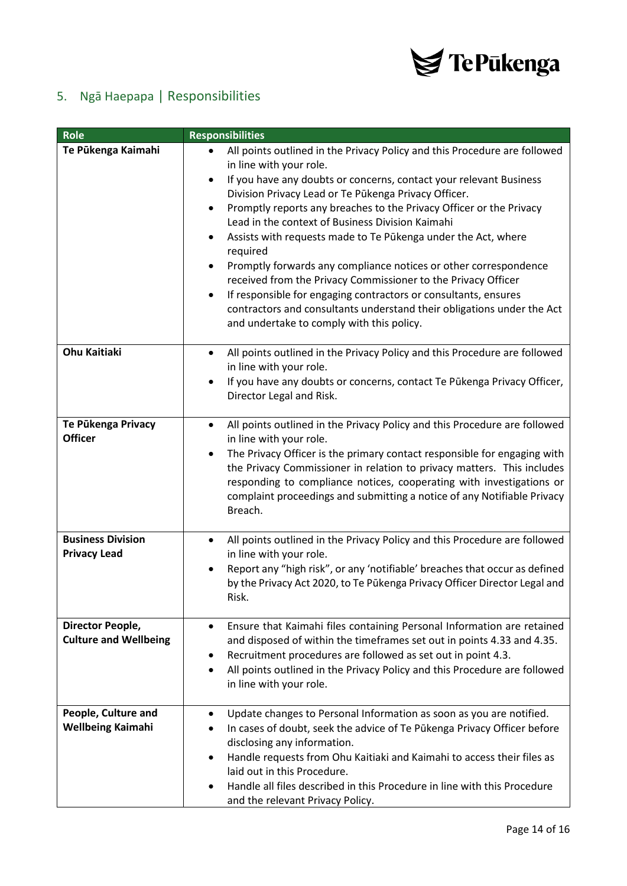## 5. Ngā Haepapa | Responsibilities

| Role | Responsibilities |
| --- | --- |
| **Te Pūkenga Kaimahi** | • All points outlined in the Privacy Policy and this Procedure are followed in line with your role.<br>• If you have any doubts or concerns, contact your relevant Business Division Privacy Lead or Te Pūkenga Privacy Officer.<br>• Promptly reports any breaches to the Privacy Officer or the Privacy Lead in the context of Business Division Kaimahi<br>• Assists with requests made to Te Pūkenga under the Act, where required<br>• Promptly forwards any compliance notices or other correspondence received from the Privacy Commissioner to the Privacy Officer<br>• If responsible for engaging contractors or consultants, ensures contractors and consultants understand their obligations under the Act and undertake to comply with this policy. |
| **Ohu Kaitiaki** | • All points outlined in the Privacy Policy and this Procedure are followed in line with your role.<br>• If you have any doubts or concerns, contact Te Pūkenga Privacy Officer, Director Legal and Risk. |
| **Te Pūkenga Privacy Officer** | • All points outlined in the Privacy Policy and this Procedure are followed in line with your role.<br>• The Privacy Officer is the primary contact responsible for engaging with the Privacy Commissioner in relation to privacy matters. This includes responding to compliance notices, cooperating with investigations or complaint proceedings and submitting a notice of any Notifiable Privacy Breach. |
| **Business Division Privacy Lead** | • All points outlined in the Privacy Policy and this Procedure are followed in line with your role.<br>• Report any "high risk", or any 'notifiable' breaches that occur as defined by the Privacy Act 2020, to Te Pūkenga Privacy Officer Director Legal and Risk. |
| **Director People, Culture and Wellbeing** | • Ensure that Kaimahi files containing Personal Information are retained and disposed of within the timeframes set out in points 4.33 and 4.35.<br>• Recruitment procedures are followed as set out in point 4.3.<br>• All points outlined in the Privacy Policy and this Procedure are followed in line with your role. |
| **People, Culture and Wellbeing Kaimahi** | • Update changes to Personal Information as soon as you are notified.<br>• In cases of doubt, seek the advice of Te Pūkenga Privacy Officer before disclosing any information.<br>• Handle requests from Ohu Kaitiaki and Kaimahi to access their files as laid out in this Procedure.<br>• Handle all files described in this Procedure in line with this Procedure and the relevant Privacy Policy. |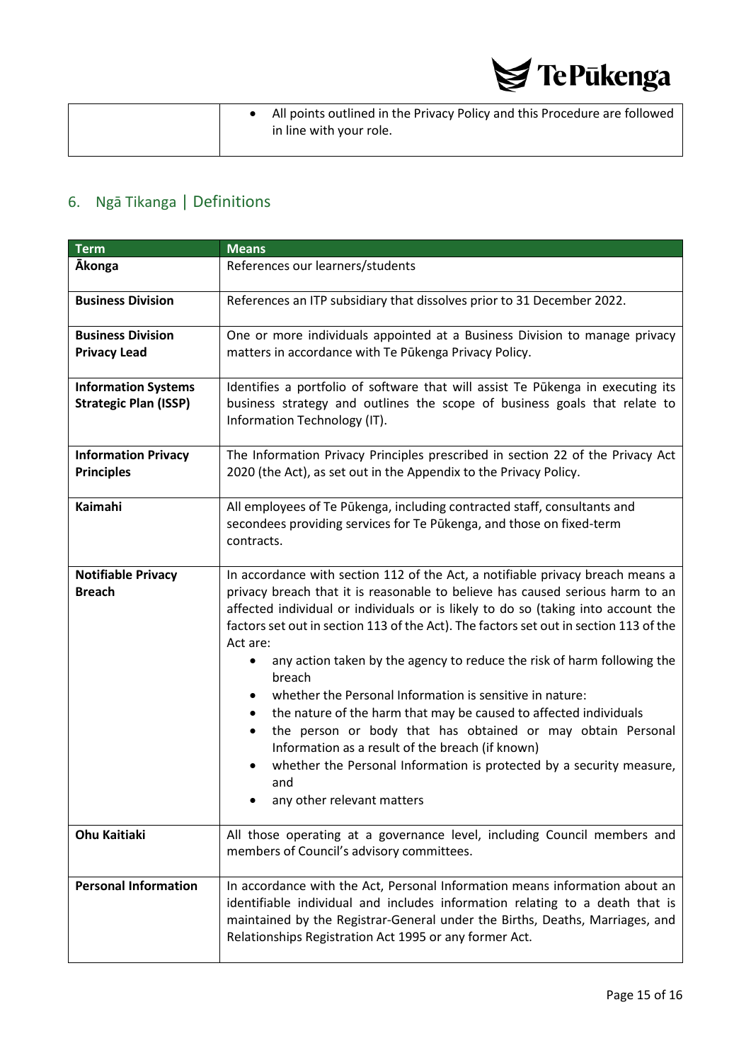| | |
|---|---|
| | • All points outlined in the Privacy Policy and this Procedure are followed in line with your role. |

## 6. Ngā Tikanga | Definitions

| Term | Means |
|---|---|
| **Ākonga** | References our learners/students |
| **Business Division** | References an ITP subsidiary that dissolves prior to 31 December 2022. |
| **Business Division Privacy Lead** | One or more individuals appointed at a Business Division to manage privacy matters in accordance with Te Pūkenga Privacy Policy. |
| **Information Systems Strategic Plan (ISSP)** | Identifies a portfolio of software that will assist Te Pūkenga in executing its business strategy and outlines the scope of business goals that relate to Information Technology (IT). |
| **Information Privacy Principles** | The Information Privacy Principles prescribed in section 22 of the Privacy Act 2020 (the Act), as set out in the Appendix to the Privacy Policy. |
| **Kaimahi** | All employees of Te Pūkenga, including contracted staff, consultants and secondees providing services for Te Pūkenga, and those on fixed-term contracts. |
| **Notifiable Privacy Breach** | In accordance with section 112 of the Act, a notifiable privacy breach means a privacy breach that it is reasonable to believe has caused serious harm to an affected individual or individuals or is likely to do so (taking into account the factors set out in section 113 of the Act). The factors set out in section 113 of the Act are: <br>• any action taken by the agency to reduce the risk of harm following the breach <br>• whether the Personal Information is sensitive in nature: <br>• the nature of the harm that may be caused to affected individuals <br>• the person or body that has obtained or may obtain Personal Information as a result of the breach (if known) <br>• whether the Personal Information is protected by a security measure, and <br>• any other relevant matters |
| **Ohu Kaitiaki** | All those operating at a governance level, including Council members and members of Council's advisory committees. |
| **Personal Information** | In accordance with the Act, Personal Information means information about an identifiable individual and includes information relating to a death that is maintained by the Registrar-General under the Births, Deaths, Marriages, and Relationships Registration Act 1995 or any former Act. |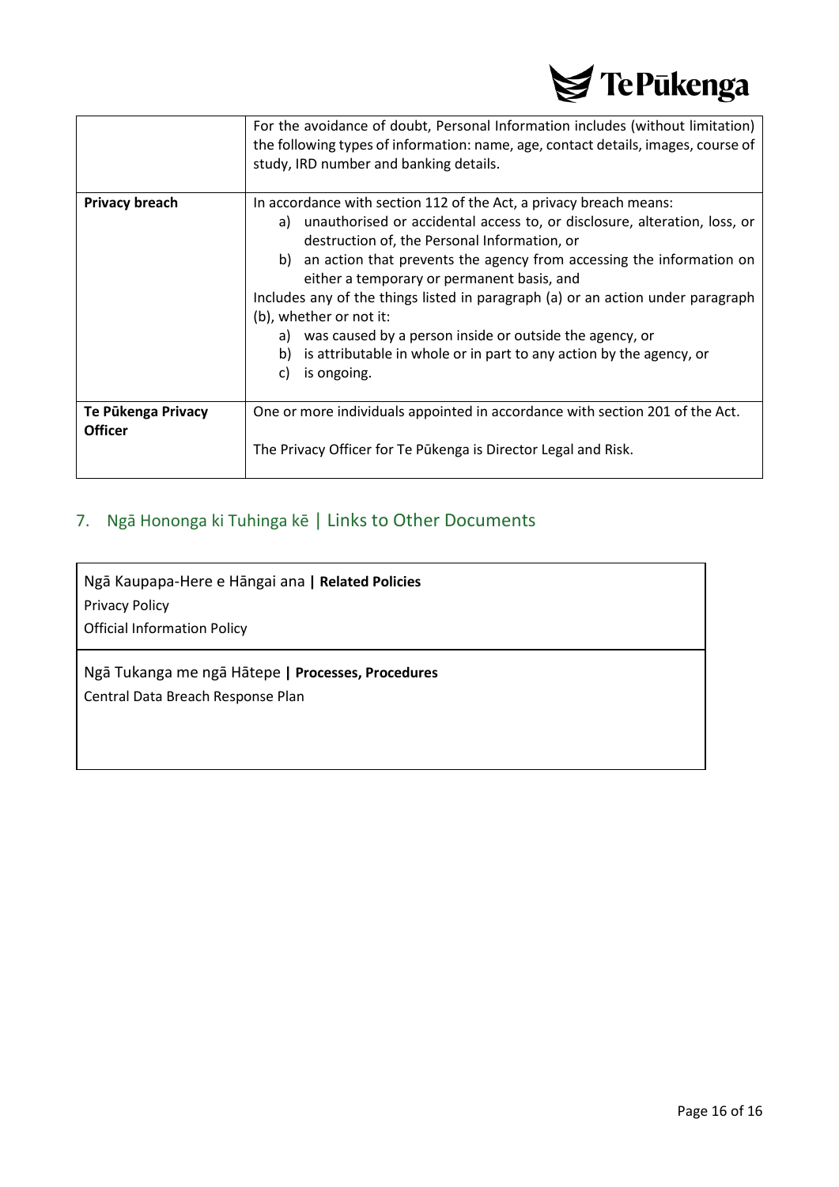| | |
|---|---|
| | For the avoidance of doubt, Personal Information includes (without limitation) the following types of information: name, age, contact details, images, course of study, IRD number and banking details. |
| **Privacy breach** | In accordance with section 112 of the Act, a privacy breach means:<br>a) unauthorised or accidental access to, or disclosure, alteration, loss, or destruction of, the Personal Information, or<br>b) an action that prevents the agency from accessing the information on either a temporary or permanent basis, and<br>Includes any of the things listed in paragraph (a) or an action under paragraph (b), whether or not it:<br>a) was caused by a person inside or outside the agency, or<br>b) is attributable in whole or in part to any action by the agency, or<br>c) is ongoing. |
| **Te Pūkenga Privacy Officer** | One or more individuals appointed in accordance with section 201 of the Act.<br><br>The Privacy Officer for Te Pūkenga is Director Legal and Risk. |

## 7. Ngā Hononga ki Tuhinga kē | Links to Other Documents

Ngā Kaupapa-Here e Hāngai ana | **Related Policies**

Privacy Policy

Official Information Policy

Ngā Tukanga me ngā Hātepe | **Processes, Procedures**

Central Data Breach Response Plan